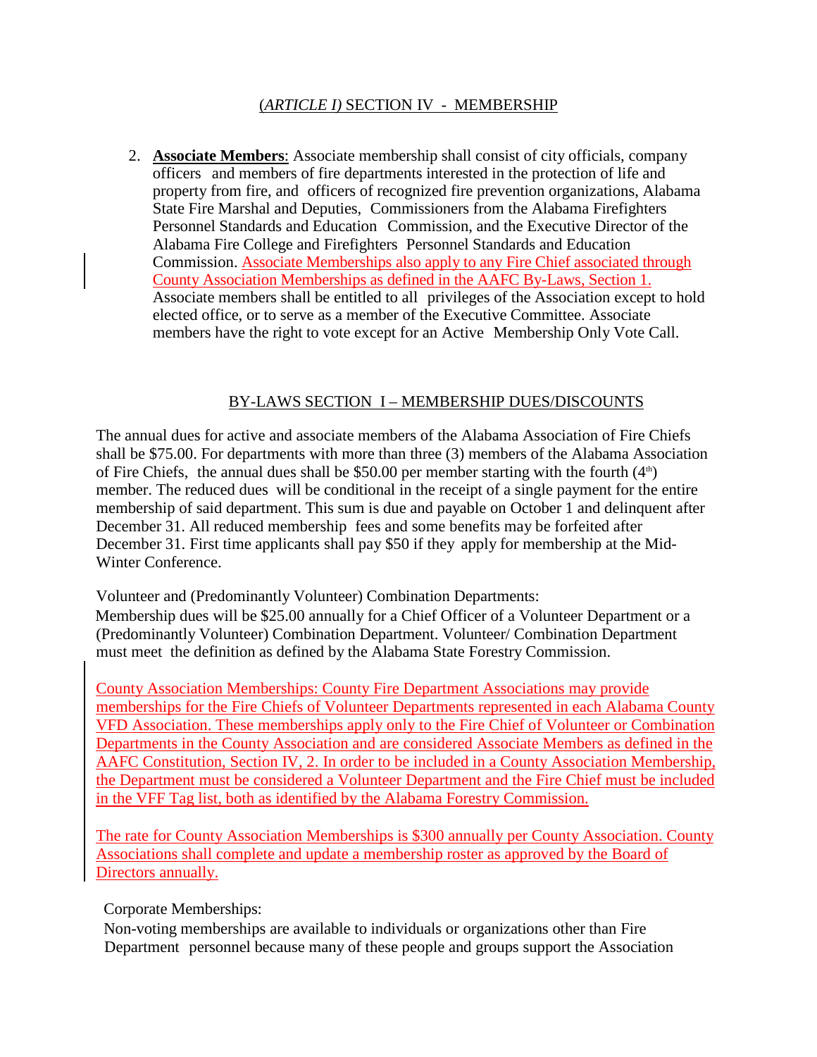## (*ARTICLE I)* SECTION IV - MEMBERSHIP

2. **Associate Members**: Associate membership shall consist of city officials, company officers and members of fire departments interested in the protection of life and property from fire, and officers of recognized fire prevention organizations, Alabama State Fire Marshal and Deputies, Commissioners from the Alabama Firefighters Personnel Standards and Education Commission, and the Executive Director of the Alabama Fire College and Firefighters Personnel Standards and Education Commission. Associate Memberships also apply to any Fire Chief associated through County Association Memberships as defined in the AAFC By-Laws, Section 1. Associate members shall be entitled to all privileges of the Association except to hold elected office, or to serve as a member of the Executive Committee. Associate members have the right to vote except for an Active Membership Only Vote Call.

## BY-LAWS SECTION I – MEMBERSHIP DUES/DISCOUNTS

The annual dues for active and associate members of the Alabama Association of Fire Chiefs shall be $75.00. For departments with more than three (3) members of the Alabama Association of Fire Chiefs, the annual dues shall be $50.00 per member starting with the fourth (4th) member. The reduced dues will be conditional in the receipt of a single payment for the entire membership of said department. This sum is due and payable on October 1 and delinquent after December 31. All reduced membership fees and some benefits may be forfeited after December 31. First time applicants shall pay $50 if they apply for membership at the Mid-Winter Conference.

Volunteer and (Predominantly Volunteer) Combination Departments:
Membership dues will be $25.00 annually for a Chief Officer of a Volunteer Department or a (Predominantly Volunteer) Combination Department. Volunteer/ Combination Department must meet the definition as defined by the Alabama State Forestry Commission.

County Association Memberships: County Fire Department Associations may provide memberships for the Fire Chiefs of Volunteer Departments represented in each Alabama County VFD Association. These memberships apply only to the Fire Chief of Volunteer or Combination Departments in the County Association and are considered Associate Members as defined in the AAFC Constitution, Section IV, 2. In order to be included in a County Association Membership, the Department must be considered a Volunteer Department and the Fire Chief must be included in the VFF Tag list, both as identified by the Alabama Forestry Commission.

The rate for County Association Memberships is $300 annually per County Association. County Associations shall complete and update a membership roster as approved by the Board of Directors annually.

Corporate Memberships:
Non-voting memberships are available to individuals or organizations other than Fire Department personnel because many of these people and groups support the Association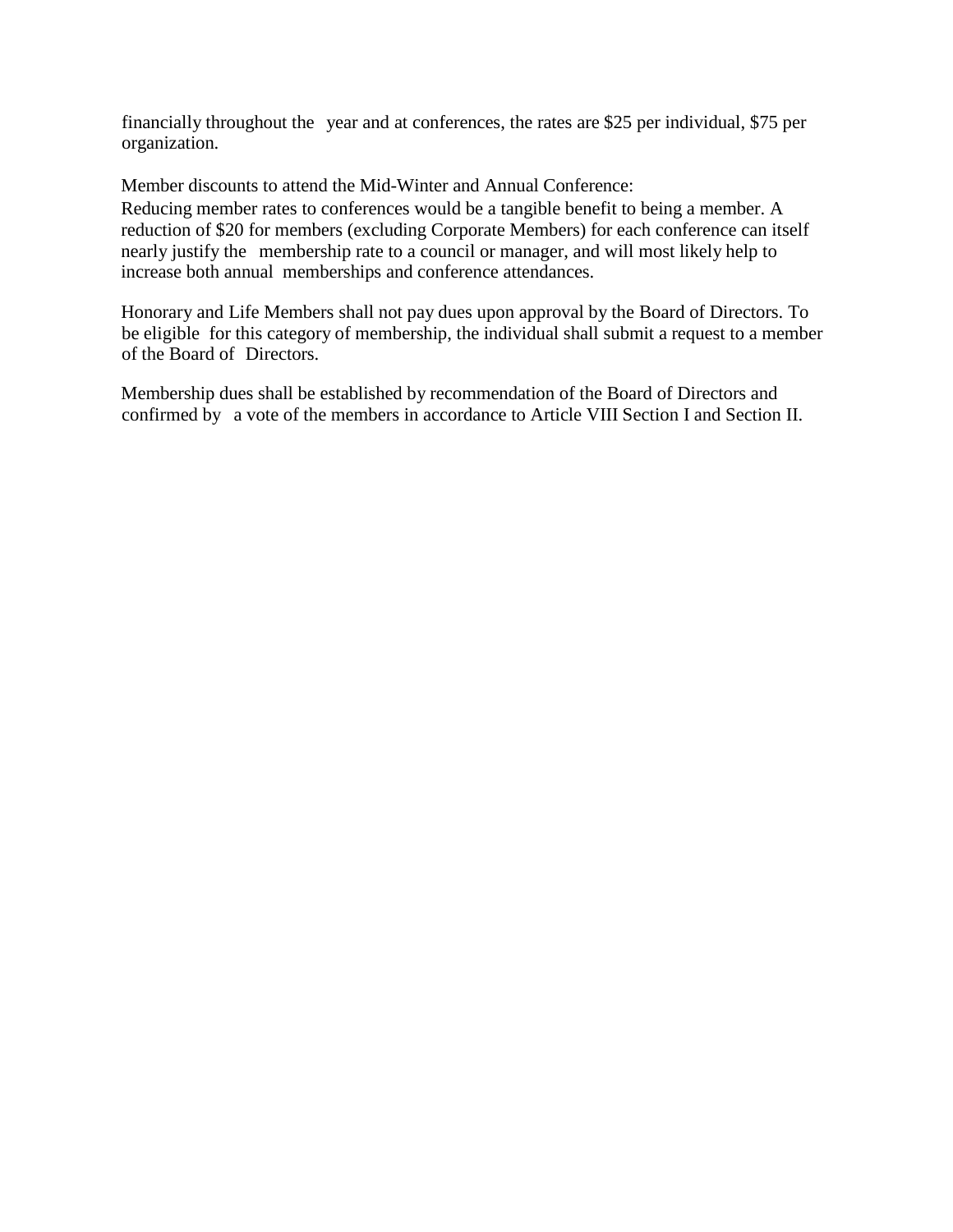financially throughout the year and at conferences, the rates are $25 per individual, $75 per organization.

Member discounts to attend the Mid-Winter and Annual Conference:
Reducing member rates to conferences would be a tangible benefit to being a member. A reduction of $20 for members (excluding Corporate Members) for each conference can itself nearly justify the membership rate to a council or manager, and will most likely help to increase both annual memberships and conference attendances.

Honorary and Life Members shall not pay dues upon approval by the Board of Directors. To be eligible for this category of membership, the individual shall submit a request to a member of the Board of Directors.

Membership dues shall be established by recommendation of the Board of Directors and confirmed by a vote of the members in accordance to Article VIII Section I and Section II.